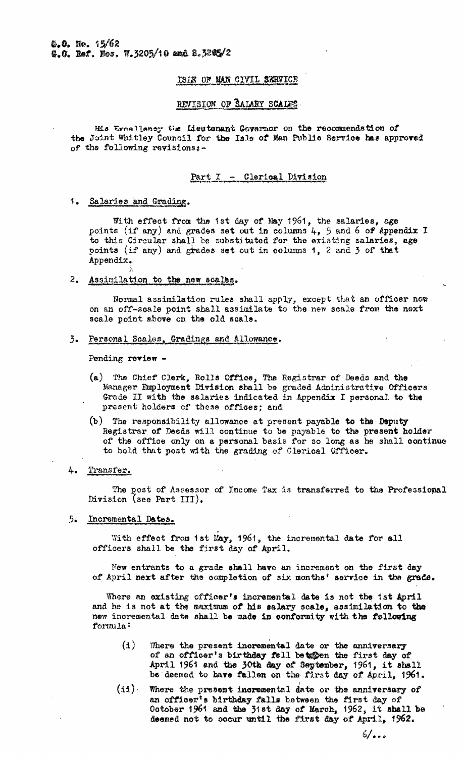G.O. No. 15/62
G.O. Ref. Nos. W.3205/10 and S.3205/2

# ISLE OF MAN CIVIL SERVICE

## REVISION OF SALARY SCALES

His Excellency the Lieutenant Governor on the recommendation of the Joint Whitley Council for the Isle of Man Public Service has approved of the following revisions:-

### Part I - Clerical Division

1. Salaries and Grading.

With effect from the 1st day of May 1961, the salaries, age points (if any) and grades set out in columns 4, 5 and 6 of Appendix I to this Circular shall be substituted for the existing salaries, age points (if any) and grades set out in columns 1, 2 and 3 of that Appendix.

2. Assimilation to the new scales.

Normal assimilation rules shall apply, except that an officer now on an off-scale point shall assimilate to the new scale from the next scale point above on the old scale.

3. Personal Scales, Gradings and Allowance.

Pending review -

(a) The Chief Clerk, Rolls Office, The Registrar of Deeds and the Manager Employment Division shall be graded Administrative Officers Grade II with the salaries indicated in Appendix I personal to the present holders of these offices; and

(b) The responsibility allowance at present payable to the Deputy Registrar of Deeds will continue to be payable to the present holder of the office only on a personal basis for so long as he shall continue to hold that post with the grading of Clerical Officer.

4. Transfer.

The post of Assessor of Income Tax is transferred to the Professional Division (see Part III).

5. Incremental Dates.

With effect from 1st May, 1961, the incremental date for all officers shall be the first day of April.

New entrants to a grade shall have an increment on the first day of April next after the completion of six months' service in the grade.

Where an existing officer's incremental date is not the 1st April and he is not at the maximum of his salary scale, assimilation to the new incremental date shall be made in conformity with the following formula:

(i) Where the present incremental date or the anniversary of an officer's birthday fell between the first day of April 1961 and the 30th day of September, 1961, it shall be deemed to have fallen on the first day of April, 1961.

(ii) Where the present incremental date or the anniversary of an officer's birthday falls between the first day of October 1961 and the 31st day of March, 1962, it shall be deemed not to occur until the first day of April, 1962.

6/...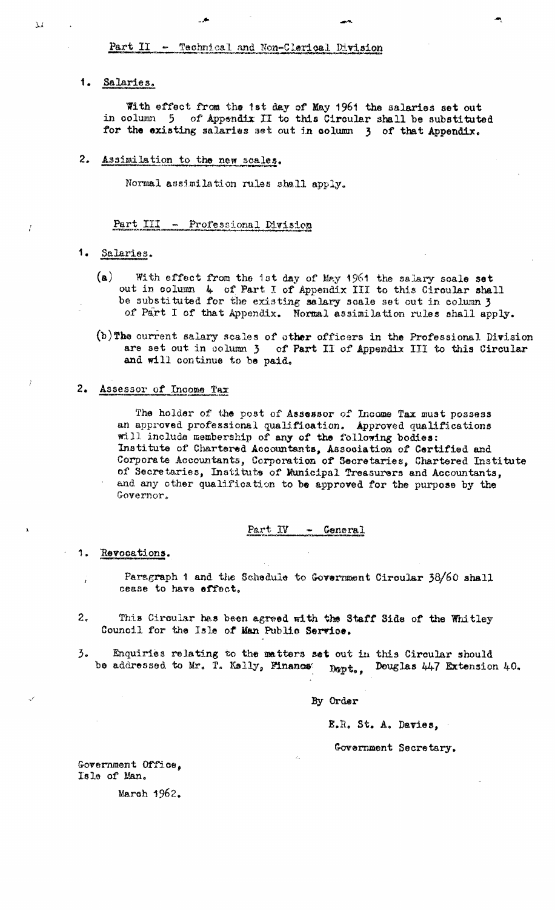## Part II - Technical and Non-Clerical Division

1. Salaries.

With effect from the 1st day of May 1961 the salaries set out in column 5 of Appendix II to this Circular shall be substituted for the existing salaries set out in column 3 of that Appendix.

2. Assimilation to the new scales.

Normal assimilation rules shall apply.

## Part III - Professional Division

1. Salaries.

(a) With effect from the 1st day of May 1961 the salary scale set out in column 4 of Part I of Appendix III to this Circular shall be substituted for the existing salary scale set out in column 3 of Part I of that Appendix. Normal assimilation rules shall apply.

(b) The current salary scales of other officers in the Professional Division are set out in column 3 of Part II of Appendix III to this Circular and will continue to be paid.

2. Assessor of Income Tax

The holder of the post of Assessor of Income Tax must possess an approved professional qualification. Approved qualifications will include membership of any of the following bodies: Institute of Chartered Accountants, Association of Certified and Corporate Accountants, Corporation of Secretaries, Chartered Institute of Secretaries, Institute of Municipal Treasurers and Accountants, and any other qualification to be approved for the purpose by the Governor.

## Part IV - General

1. Revocations.

Paragraph 1 and the Schedule to Government Circular 38/60 shall cease to have effect.

2. This Circular has been agreed with the Staff Side of the Whitley Council for the Isle of Man Public Service.

3. Enquiries relating to the matters set out in this Circular should be addressed to Mr. T. Kelly, Finance Dept., Douglas 447 Extension 40.

By Order

E.R. St. A. Davies,

Government Secretary.

Government Office,
Isle of Man.

March 1962.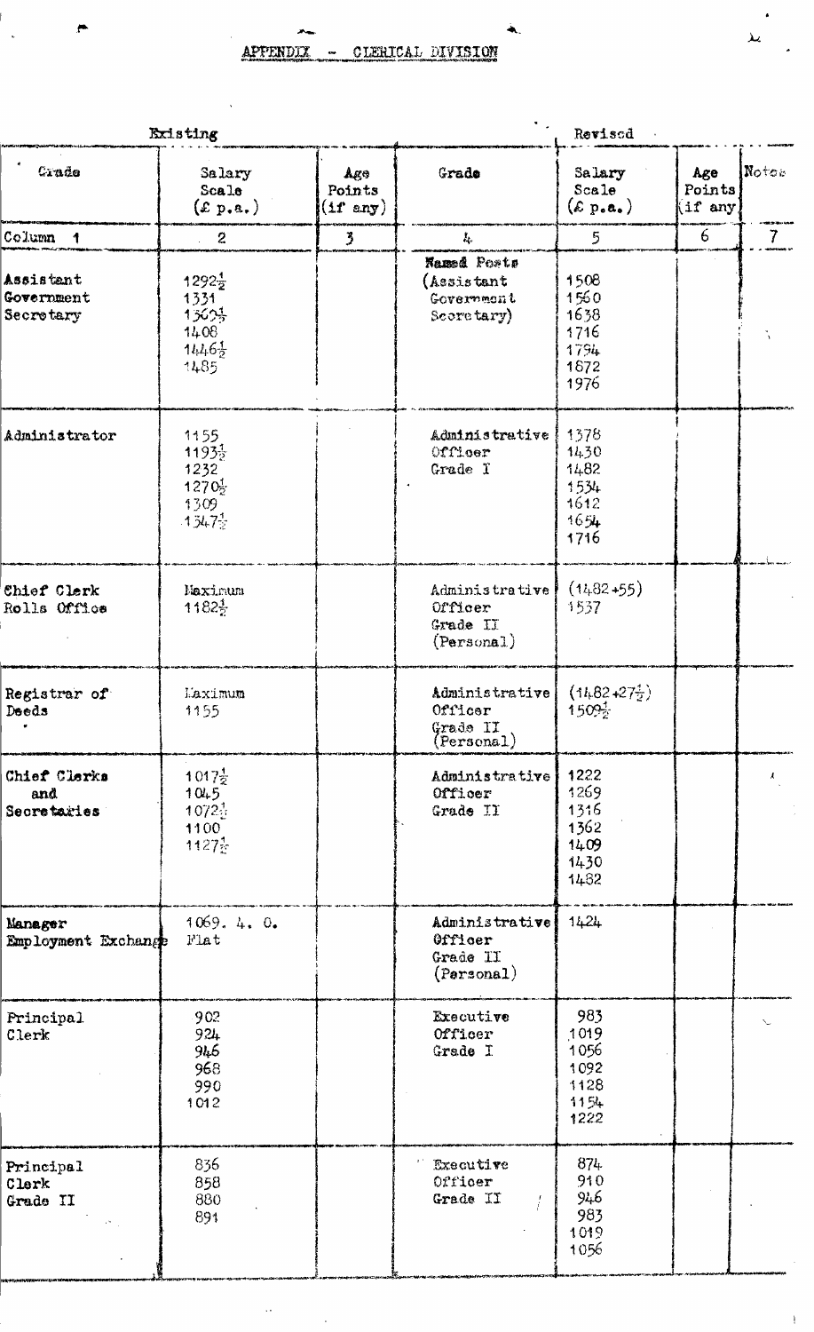## APPENDIX - CLERICAL DIVISION

| Existing | | | Revised | | | |
|---|---|---|---|---|---|---|
| Grade | Salary Scale (£ p.a.) | Age Points (if any) | Grade | Salary Scale (£ p.a.) | Age Points (if any) | Notes |
| Column 1 | 2 | 3 | 4 | 5 | 6 | 7 |
| Assistant Government Secretary | 1292½<br>1331<br>1369½<br>1408<br>1446½<br>1485 | | **Named Posts** (Assistant Government Secretary) | 1508<br>1560<br>1638<br>1716<br>1794<br>1872<br>1976 | | |
| Administrator | 1155<br>1193½<br>1232<br>1270½<br>1309<br>1347½ | | Administrative Officer Grade I | 1378<br>1430<br>1482<br>1534<br>1612<br>1654<br>1716 | | |
| Chief Clerk Rolls Office | Maximum<br>1182½ | | Administrative Officer Grade II (Personal) | (1482+55)<br>1537 | | |
| Registrar of Deeds | Maximum<br>1155 | | Administrative Officer Grade II (Personal) | (1482+27½)<br>1509½ | | |
| Chief Clerks and Secretaries | 1017½<br>1045<br>1072½<br>1100<br>1127½ | | Administrative Officer Grade II | 1222<br>1269<br>1316<br>1362<br>1409<br>1430<br>1482 | | |
| Manager Employment Exchange | 1069. 4. 0.<br>Flat | | Administrative Officer Grade II (Personal) | 1424 | | |
| Principal Clerk | 902<br>924<br>946<br>968<br>990<br>1012 | | Executive Officer Grade I | 983<br>1019<br>1056<br>1092<br>1128<br>1154<br>1222 | | |
| Principal Clerk Grade II | 836<br>858<br>880<br>891 | | Executive Officer Grade II | 874<br>910<br>946<br>983<br>1019<br>1056 | | |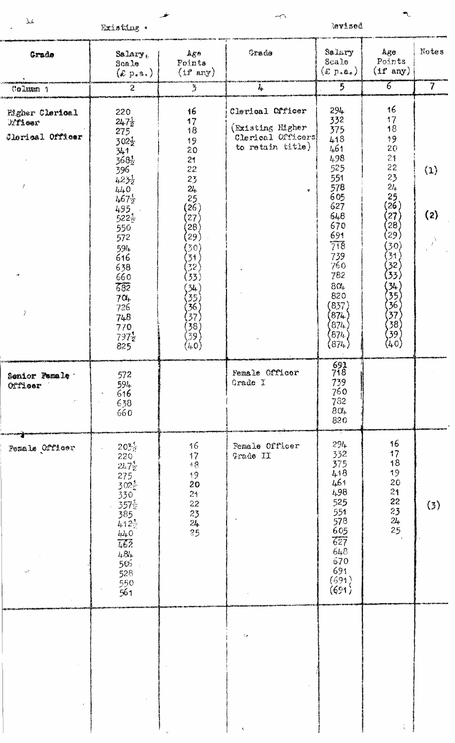| Existing | | | Revised | | | |
|---|---|---|---|---|---|---|
| Grade | Salary Scale (£ p.a.) | Age Points (if any) | Grade | Salary Scale (£ p.a.) | Age Points (if any) | Notes |
| Column 1 | 2 | 3 | 4 | 5 | 6 | 7 |
| Higher Clerical Officer | 220 | 16 | Clerical Officer | 294 | 16 | |
| Clerical Officer | 247½ | 17 | (Existing Higher Clerical Officers to retain title) | 332 | 17 | |
| | 275 | 18 | | 375 | 18 | |
| | 302½ | 19 | | 418 | 19 | |
| | 341 | 20 | | 461 | 20 | |
| | 368½ | 21 | | 498 | 21 | |
| | 396 | 22 | | 525 | 22 | (1) |
| | 423½ | 23 | | 551 | 23 | |
| | 440 | 24 | | 578 | 24 | |
| | 467½ | 25 | | 605 | 25 | |
| | 495 | (26) | | 627 | (26) | |
| | 522½ | (27) | | 648 | (27) | (2) |
| | 550 | (28) | | 670 | (28) | |
| | 572 | (29) | | 691 | (29) | |
| | 594 | (30) | | 718 | (30) | |
| | 616 | (31) | | 739 | (31) | |
| | 638 | (32) | | 760 | (32) | |
| | 660 | (33) | | 782 | (33) | |
| | 682 | (34) | | 804 | (34) | |
| | 704 | (35) | | 820 | (35) | |
| | 726 | (36) | | (837) | (36) | |
| | 748 | (37) | | (874) | (37) | |
| | 770 | (38) | | (874) | (38) | |
| | 797½ | (39) | | (874) | (39) | |
| | 825 | (40) | | (874) | (40) | |
| Senior Female Officer | 572 | | Female Officer Grade I | 691 | | |
| | 594 | | | 718 | | |
| | 616 | | | 739 | | |
| | 638 | | | 760 | | |
| | 660 | | | 782 | | |
| | | | | 804 | | |
| | | | | 820 | | |
| Female Officer | 203½ | 16 | Female Officer Grade II | 294 | 16 | |
| | 220 | 17 | | 332 | 17 | |
| | 247½ | 18 | | 375 | 18 | |
| | 275 | 19 | | 418 | 19 | |
| | 302½ | 20 | | 461 | 20 | |
| | 330 | 21 | | 498 | 21 | |
| | 357½ | 22 | | 525 | 22 | (3) |
| | 385 | 23 | | 551 | 23 | |
| | 412½ | 24 | | 578 | 24 | |
| | 440 | 25 | | 605 | 25 | |
| | 462 | | | 627 | | |
| | 484 | | | 648 | | |
| | 506 | | | 670 | | |
| | 528 | | | 691 | | |
| | 550 | | | (691) | | |
| | 561 | | | (691) | | |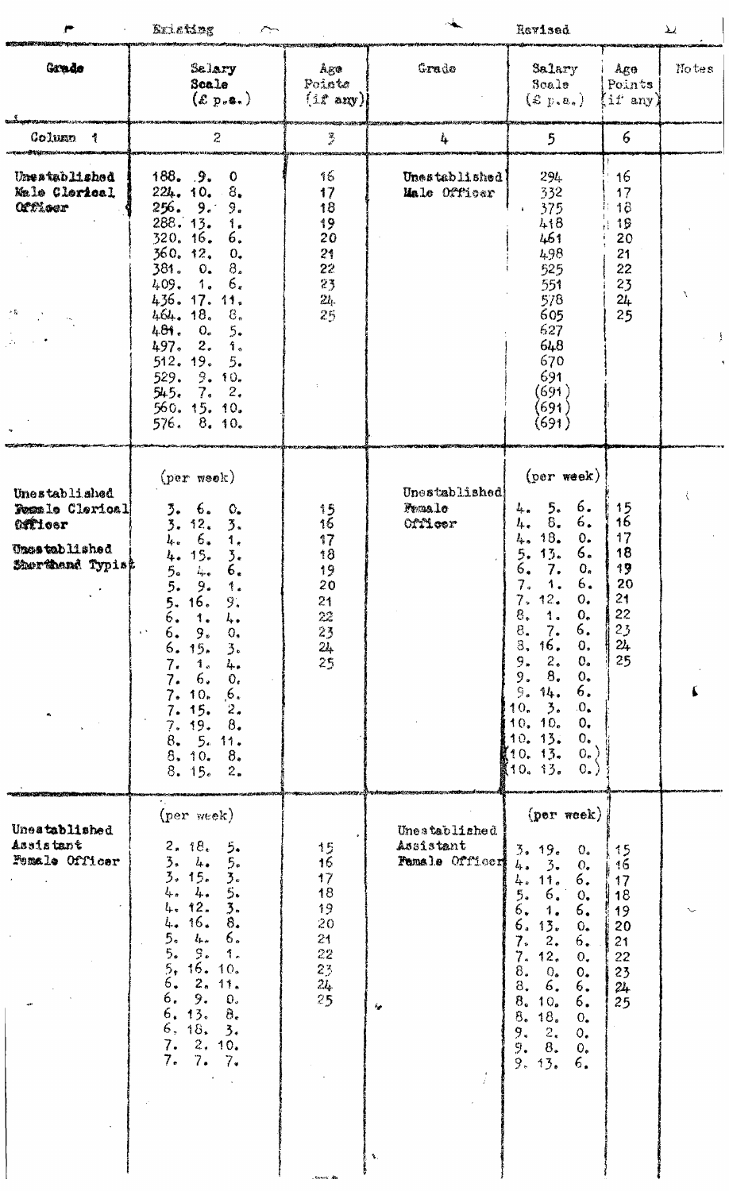| Existing | | | Revised | | | |
|---|---|---|---|---|---|---|
| Grade | Salary Scale (£ p.a.) | Age Points (if any) | Grade | Salary Scale (£ p.a.) | Age Points (if any) | Notes |
| Column 1 | 2 | 3 | 4 | 5 | 6 | |
| Unestablished Male Clerical Officer | 188. 9. 0 | 16 | Unestablished Male Officer | 294 | 16 | |
| | 224. 10. 8. | 17 | | 332 | 17 | |
| | 256. 9. 9. | 18 | | 375 | 18 | |
| | 288. 13. 1. | 19 | | 418 | 19 | |
| | 320. 16. 6. | 20 | | 461 | 20 | |
| | 360. 12. 0. | 21 | | 498 | 21 | |
| | 381. 0. 8. | 22 | | 525 | 22 | |
| | 409. 1. 6. | 23 | | 551 | 23 | |
| | 436. 17. 11. | 24 | | 578 | 24 | |
| | 464. 18. 8. | 25 | | 605 | 25 | |
| | 481. 0. 5. | | | 627 | | |
| | 497. 2. 1. | | | 648 | | |
| | 512. 19. 5. | | | 670 | | |
| | 529. 9. 10. | | | 691 | | |
| | 545. 7. 2. | | | (691) | | |
| | 560. 15. 10. | | | (691) | | |
| | 576. 8. 10. | | | (691) | | |
| Unestablished Female Clerical Officer<br>Unestablished Shorthand Typist | (per week) | | Unestablished Female Officer | (per week) | | |
| | 3. 6. 0. | 15 | | 4. 5. 6. | 15 | |
| | 3. 12. 3. | 16 | | 4. 8. 6. | 16 | |
| | 4. 6. 1. | 17 | | 4. 18. 0. | 17 | |
| | 4. 15. 3. | 18 | | 5. 13. 6. | 18 | |
| | 5. 4. 6. | 19 | | 6. 7. 0. | 19 | |
| | 5. 9. 1. | 20 | | 7. 1. 6. | 20 | |
| | 5. 16. 9. | 21 | | 7. 12. 0. | 21 | |
| | 6. 1. 4. | 22 | | 8. 1. 0. | 22 | |
| | 6. 9. 0. | 23 | | 8. 7. 6. | 23 | |
| | 6. 15. 3. | 24 | | 8. 16. 0. | 24 | |
| | 7. 1. 4. | 25 | | 9. 2. 0. | 25 | |
| | 7. 6. 0. | | | 9. 8. 0. | | |
| | 7. 10. 6. | | | 9. 14. 6. | | |
| | 7. 15. 2. | | | 10. 3. 0. | | |
| | 7. 19. 8. | | | 10. 10. 0. | | |
| | 8. 5. 11. | | | 10. 13. 0. | | |
| | 8. 10. 8. | | | (10. 13. 0.) | | |
| | 8. 15. 2. | | | (10. 13. 0.) | | |
| Unestablished Assistant Female Officer | (per week) | | Unestablished Assistant Female Officer | (per week) | | |
| | 2. 18. 5. | 15 | | 3. 19. 0. | 15 | |
| | 3. 4. 5. | 16 | | 4. 3. 0. | 16 | |
| | 3. 15. 3. | 17 | | 4. 11. 6. | 17 | |
| | 4. 4. 5. | 18 | | 5. 6. 0. | 18 | |
| | 4. 12. 3. | 19 | | 6. 1. 6. | 19 | |
| | 4. 16. 8. | 20 | | 6. 13. 0. | 20 | |
| | 5. 4. 6. | 21 | | 7. 2. 6. | 21 | |
| | 5. 9. 1. | 22 | | 7. 12. 0. | 22 | |
| | 5. 16. 10. | 23 | | 8. 0. 0. | 23 | |
| | 6. 2. 11. | 24 | | 8. 6. 6. | 24 | |
| | 6. 9. 0. | 25 | | 8. 10. 6. | 25 | |
| | 6. 13. 8. | | | 8. 18. 0. | | |
| | 6. 18. 3. | | | 9. 2. 0. | | |
| | 7. 2. 10. | | | 9. 8. 0. | | |
| | 7. 7. 7. | | | 9. 13. 6. | | |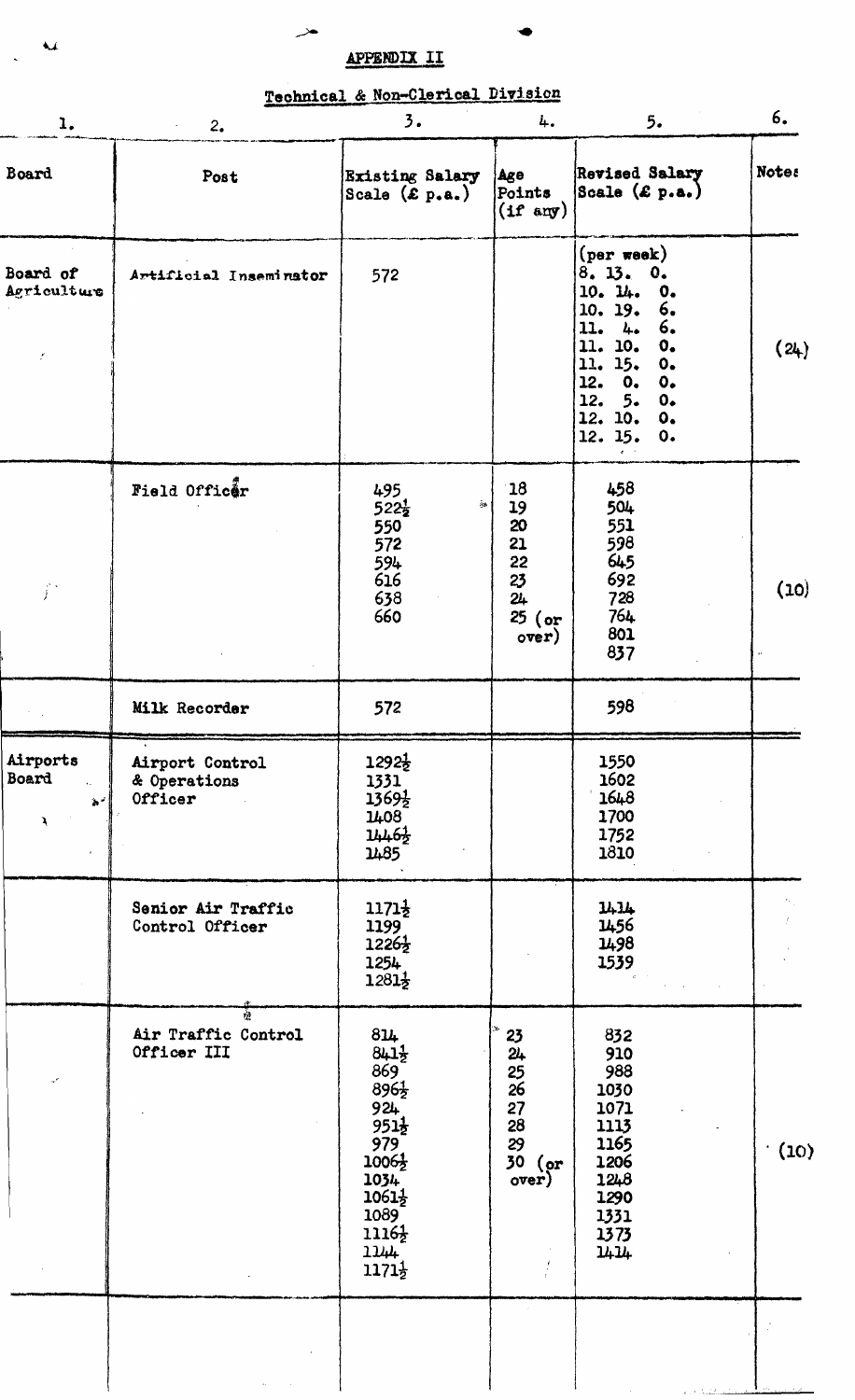## APPENDIX II

### Technical & Non-Clerical Division

| 1. | 2. | 3. | 4. | 5. | 6. |
|---|---|---|---|---|---|
| Board | Post | Existing Salary Scale (£ p.a.) | Age Points (if any) | Revised Salary Scale (£ p.a.) | Notes |
| Board of Agriculture | Artificial Inseminator | 572 | | (per week)<br>8. 13. 0.<br>10. 14. 0.<br>10. 19. 6.<br>11. 4. 6.<br>11. 10. 0.<br>11. 15. 0.<br>12. 0. 0.<br>12. 5. 0.<br>12. 10. 0.<br>12. 15. 0. | (24) |
| | Field Officer | 495<br>522½<br>550<br>572<br>594<br>616<br>638<br>660 | 18<br>19<br>20<br>21<br>22<br>23<br>24<br>25 (or over) | 458<br>504<br>551<br>598<br>645<br>692<br>728<br>764<br>801<br>837 | (10) |
| | Milk Recorder | 572 | | 598 | |
| Airports Board | Airport Control & Operations Officer | 1292½<br>1331<br>1369½<br>1408<br>1446½<br>1485 | | 1550<br>1602<br>1648<br>1700<br>1752<br>1810 | |
| | Senior Air Traffic Control Officer | 1171½<br>1199<br>1226½<br>1254<br>1281½ | | 1414<br>1456<br>1498<br>1539 | |
| | Air Traffic Control Officer III | 814<br>841½<br>869<br>896½<br>924<br>951½<br>979<br>1006½<br>1034<br>1061½<br>1089<br>1116½<br>1144<br>1171½ | 23<br>24<br>25<br>26<br>27<br>28<br>29<br>30 (or over) | 832<br>910<br>988<br>1030<br>1071<br>1113<br>1165<br>1206<br>1248<br>1290<br>1331<br>1373<br>1414 | (10) |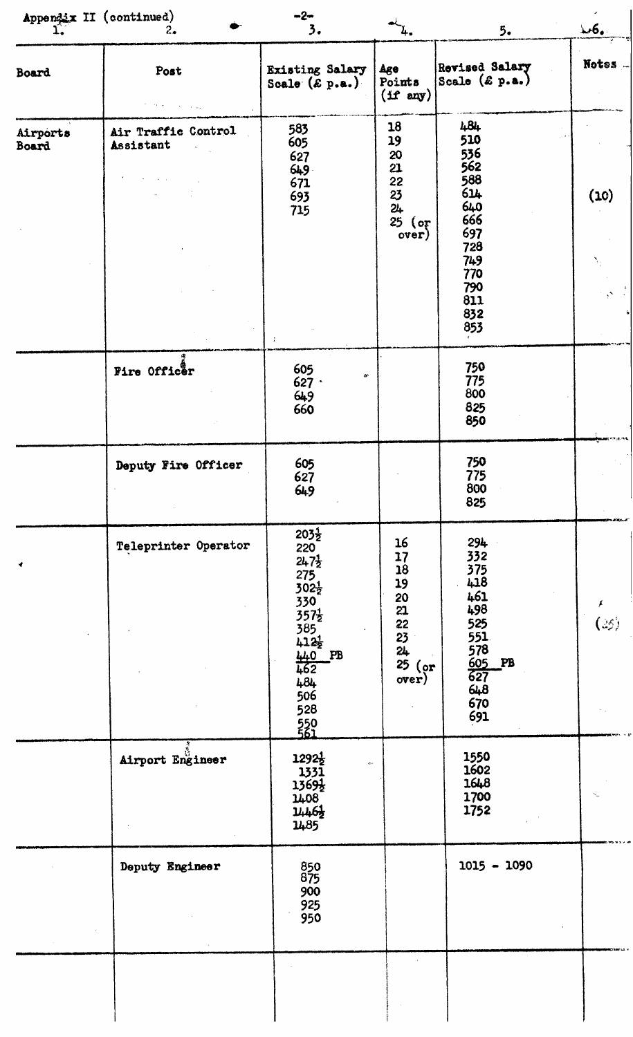Appendix II (continued)

| Board | Post | Existing Salary Scale (£ p.a.) | Age Points (if any) | Revised Salary Scale (£ p.a.) | Notes |
|---|---|---|---|---|---|
| 1. | 2. | 3. | 4. | 5. | 6. |
| Airports Board | Air Traffic Control Assistant | 583<br>605<br>627<br>649<br>671<br>693<br>715 | 18<br>19<br>20<br>21<br>22<br>23<br>24<br>25 (or over) | 484<br>510<br>536<br>562<br>588<br>614<br>640<br>666<br>697<br>728<br>749<br>770<br>790<br>811<br>832<br>853 | (10) |
| | Fire Officer | 605<br>627<br>649<br>660 | | 750<br>775<br>800<br>825<br>850 | |
| | Deputy Fire Officer | 605<br>627<br>649 | | 750<br>775<br>800<br>825 | |
| | Teleprinter Operator | 203½<br>220<br>247½<br>275<br>302½<br>330<br>357½<br>385<br>412½<br>440 PB<br>462<br>484<br>506<br>528<br>550<br>561 | 16<br>17<br>18<br>19<br>20<br>21<br>22<br>23<br>24<br>25 (or over) | 294<br>332<br>375<br>418<br>461<br>498<br>525<br>551<br>578<br>605 PB<br>627<br>648<br>670<br>691 | (25) |
| | Airport Engineer | 1292½<br>1331<br>1369½<br>1408<br>1446½<br>1485 | | 1550<br>1602<br>1648<br>1700<br>1752 | |
| | Deputy Engineer | 850<br>875<br>900<br>925<br>950 | | 1015 - 1090 | |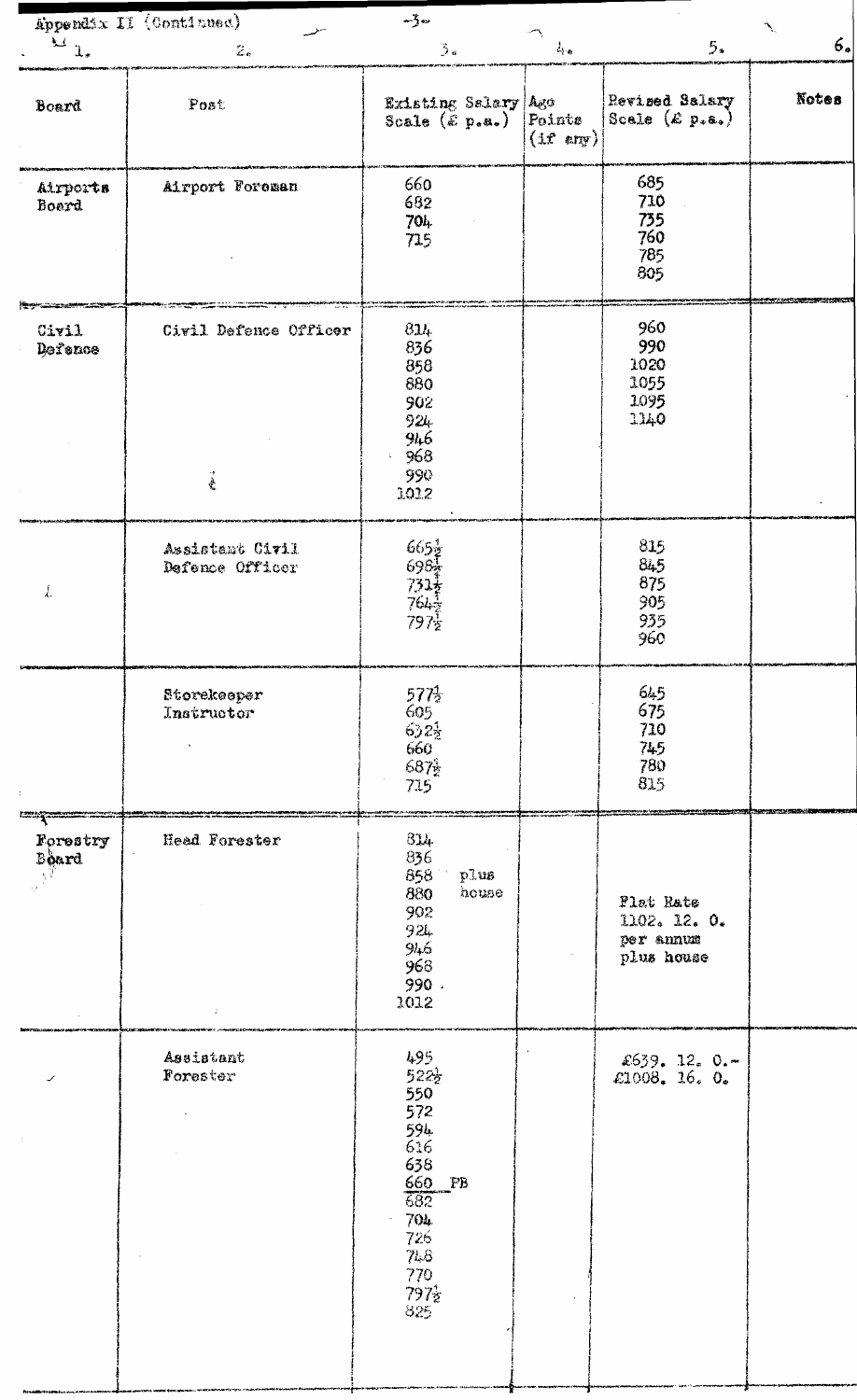Appendix II (Continued)

| 1. Board | 2. Post | 3. Existing Salary Scale (£ p.a.) | 4. Age Points (if any) | 5. Revised Salary Scale (£ p.a.) | 6. Notes |
|---|---|---|---|---|---|
| Airports Board | Airport Foreman | 660<br>682<br>704<br>715 | | 685<br>710<br>735<br>760<br>785<br>805 | |
| Civil Defence | Civil Defence Officer | 814<br>836<br>858<br>880<br>902<br>924<br>946<br>968<br>990<br>1012 | | 960<br>990<br>1020<br>1055<br>1095<br>1140 | |
| | Assistant Civil Defence Officer | 665½<br>698½<br>731½<br>764½<br>797½ | | 815<br>845<br>875<br>905<br>935<br>960 | |
| | Storekeeper Instructor | 577½<br>605<br>632½<br>660<br>687½<br>715 | | 645<br>675<br>710<br>745<br>780<br>815 | |
| Forestry Board | Head Forester | 814<br>836<br>858 plus<br>880 house<br>902<br>924<br>946<br>968<br>990<br>1012 | | Flat Rate 1102. 12. 0. per annum plus house | |
| | Assistant Forester | 495<br>522½<br>550<br>572<br>594<br>616<br>638<br>660 PB<br>682<br>704<br>726<br>748<br>770<br>797½<br>825 | | £639. 12. 0.-<br>£1008. 16. 0. | |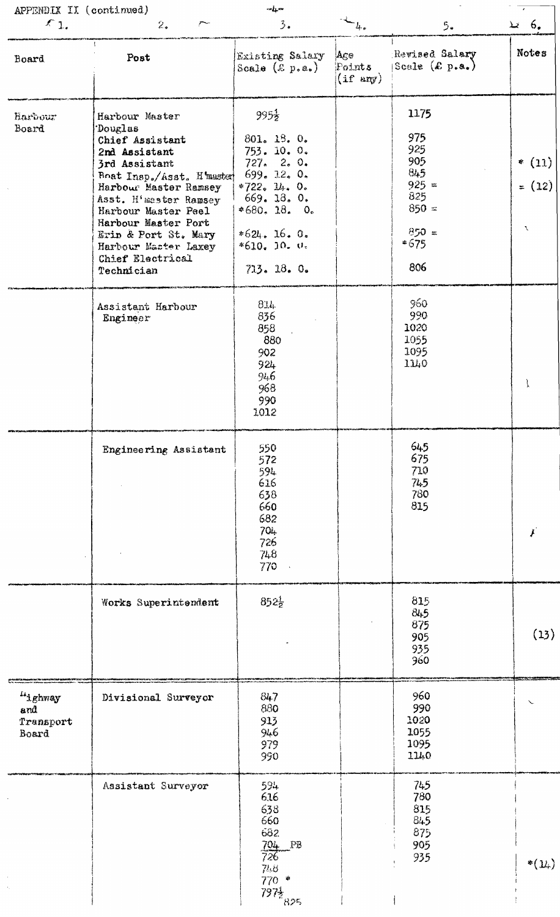APPENDIX II (continued)

| Board | Post | Existing Salary Scale (£ p.a.) | Age Points (if any) | Revised Salary Scale (£ p.a.) | Notes |
|---|---|---|---|---|---|
| 1. | 2. | 3. | 4. | 5. | 6. |
| Harbour Board | Harbour Master Douglas | 995½ | | 1175 | |
| | Chief Assistant | 801. 18. 0. | | 975 | |
| | 2nd Assistant | 753. 10. 0. | | 925 | |
| | 3rd Assistant | 727. 2. 0. | | 905 | * (11) |
| | Boat Insp./Asst. H'master | 699. 12. 0. | | 845 | = (12) |
| | Harbour Master Ramsey | *722. 14. 0. | | 925 = | |
| | Asst. H'master Ramsey | 669. 18. 0. | | 825 | |
| | Harbour Master Peel | *680. 18. 0. | | 850 = | |
| | Harbour Master Port Erin & Port St. Mary | *624. 16. 0. | | 850 = | |
| | Harbour Master Laxey | *610. 10. 0. | | *675 | |
| | Chief Electrical Technician | 713. 18. 0. | | 806 | |
| | Assistant Harbour Engineer | 814<br>836<br>858<br>880<br>902<br>924<br>946<br>968<br>990<br>1012 | | 960<br>990<br>1020<br>1055<br>1095<br>1140 | |
| | Engineering Assistant | 550<br>572<br>594<br>616<br>638<br>660<br>682<br>704<br>726<br>748<br>770 | | 645<br>675<br>710<br>745<br>780<br>815 | |
| | Works Superintendent | 852½ | | 815<br>845<br>875<br>905<br>935<br>960 | (13) |
| Highway and Transport Board | Divisional Surveyor | 847<br>880<br>913<br>946<br>979<br>990 | | 960<br>990<br>1020<br>1055<br>1095<br>1140 | |
| | Assistant Surveyor | 594<br>616<br>638<br>660<br>682<br>704 PB<br>726<br>748<br>770 *<br>797½<br>825 | | 745<br>780<br>815<br>845<br>875<br>905<br>935 | *(14) |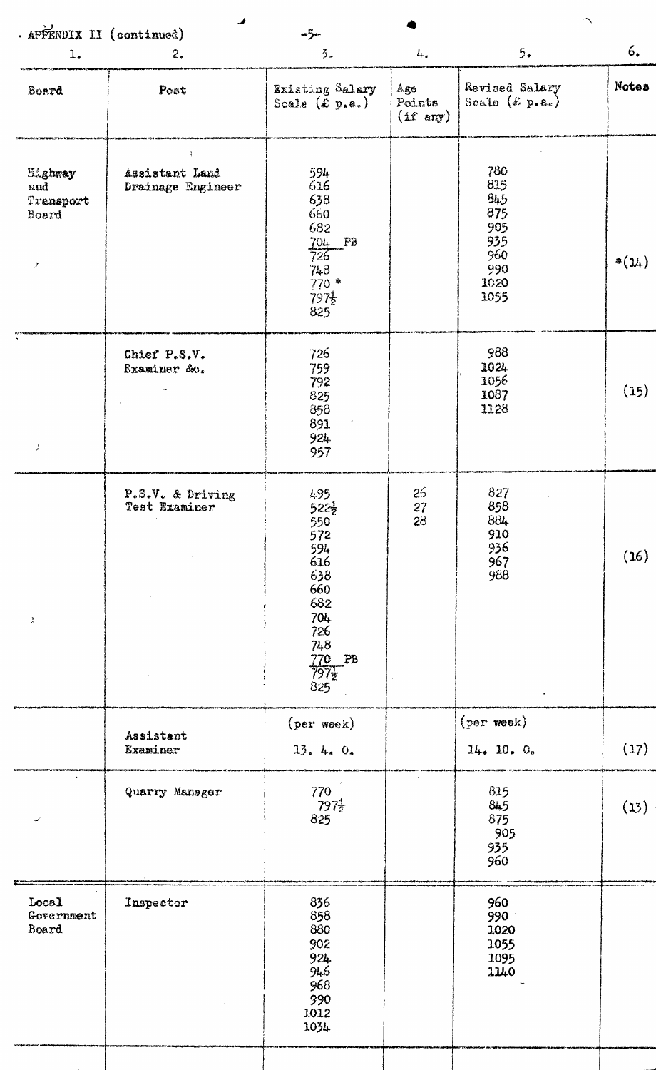APPENDIX II (continued)

| 1. | 2. | 3. | 4. | 5. | 6. |
|---|---|---|---|---|---|
| Board | Post | Existing Salary Scale (£ p.a.) | Age Points (if any) | Revised Salary Scale (£ p.a.) | Notes |
| Highway and Transport Board | Assistant Land Drainage Engineer | 594<br>616<br>638<br>660<br>682<br>704 PB<br>726<br>748<br>770 *<br>797½<br>825 | | 780<br>815<br>845<br>875<br>905<br>935<br>960<br>990<br>1020<br>1055 | *(14) |
| | Chief P.S.V. Examiner &c. | 726<br>759<br>792<br>825<br>858<br>891<br>924<br>957 | | 988<br>1024<br>1056<br>1087<br>1128 | (15) |
| | P.S.V. & Driving Test Examiner | 495<br>522½<br>550<br>572<br>594<br>616<br>638<br>660<br>682<br>704<br>726<br>748<br>770 PB<br>797½<br>825 | 26<br>27<br>28 | 827<br>858<br>884<br>910<br>936<br>967<br>988 | (16) |
| | Assistant Examiner | (per week)<br>13. 4. 0. | | (per week)<br>14. 10. 0. | (17) |
| | Quarry Manager | 770<br>797½<br>825 | | 815<br>845<br>875<br>905<br>935<br>960 | (13) |
| Local Government Board | Inspector | 836<br>858<br>880<br>902<br>924<br>946<br>968<br>990<br>1012<br>1034 | | 960<br>990<br>1020<br>1055<br>1095<br>1140 | |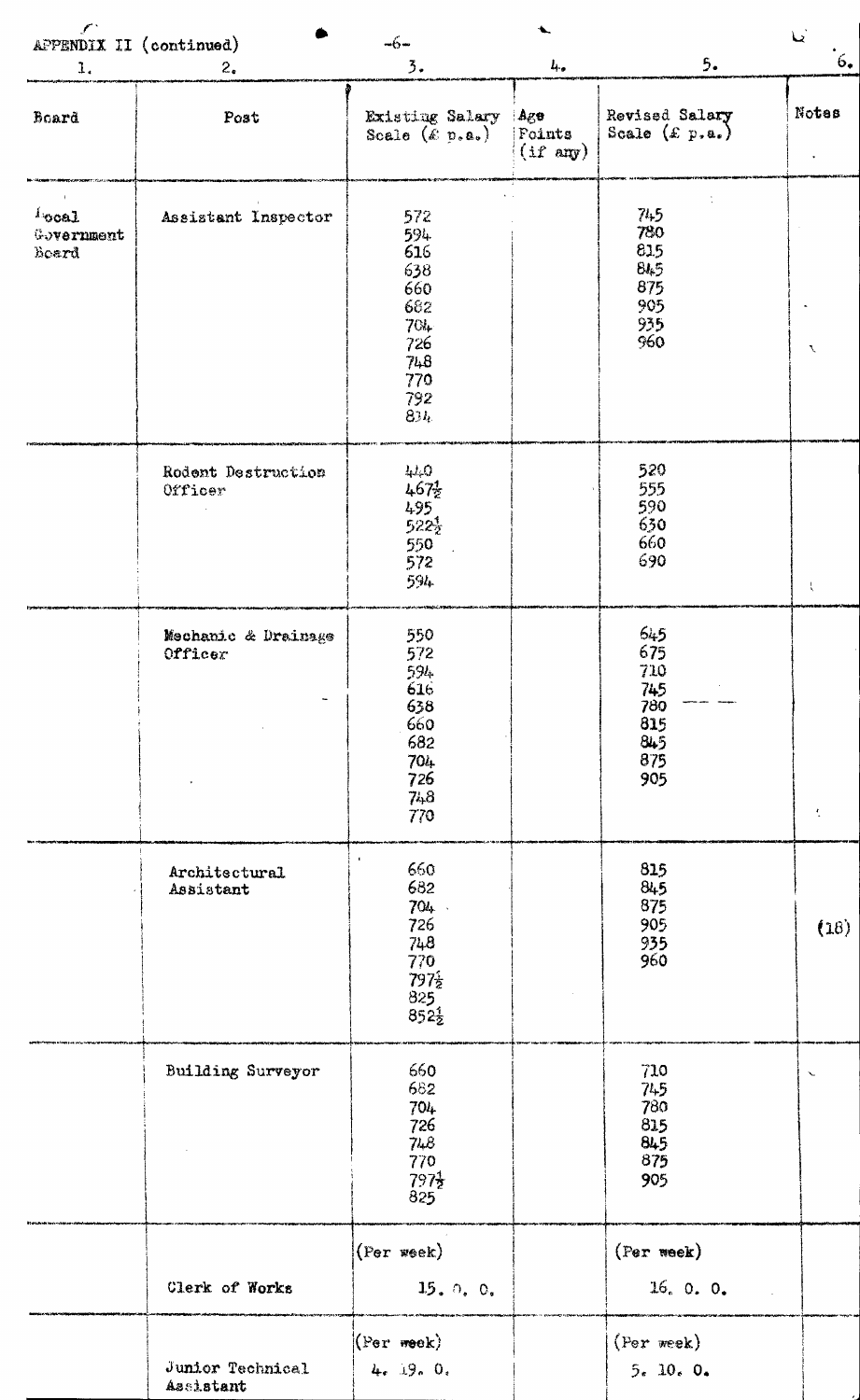APPENDIX II (continued)

| 1. Board | 2. Post | 3. Existing Salary Scale (£ p.a.) | 4. Age Points (if any) | 5. Revised Salary Scale (£ p.a.) | 6. Notes |
|---|---|---|---|---|---|
| Local Government Board | Assistant Inspector | 572<br>594<br>616<br>638<br>660<br>682<br>704<br>726<br>748<br>770<br>792<br>834 | | 745<br>780<br>815<br>845<br>875<br>905<br>935<br>960 | |
| | Rodent Destruction Officer | 440<br>467½<br>495<br>522½<br>550<br>572<br>594 | | 520<br>555<br>590<br>630<br>660<br>690 | |
| | Mechanic & Drainage Officer | 550<br>572<br>594<br>616<br>638<br>660<br>682<br>704<br>726<br>748<br>770 | | 645<br>675<br>710<br>745<br>780<br>815<br>845<br>875<br>905 | |
| | Architectural Assistant | 660<br>682<br>704<br>726<br>748<br>770<br>797½<br>825<br>852½ | | 815<br>845<br>875<br>905<br>935<br>960 | (18) |
| | Building Surveyor | 660<br>682<br>704<br>726<br>748<br>770<br>797½<br>825 | | 710<br>745<br>780<br>815<br>845<br>875<br>905 | |
| | Clerk of Works | (Per week)<br>15. 0. 0. | | (Per week)<br>16. 0. 0. | |
| | Junior Technical Assistant | (Per week)<br>4. 19. 0. | | (Per week)<br>5. 10. 0. | |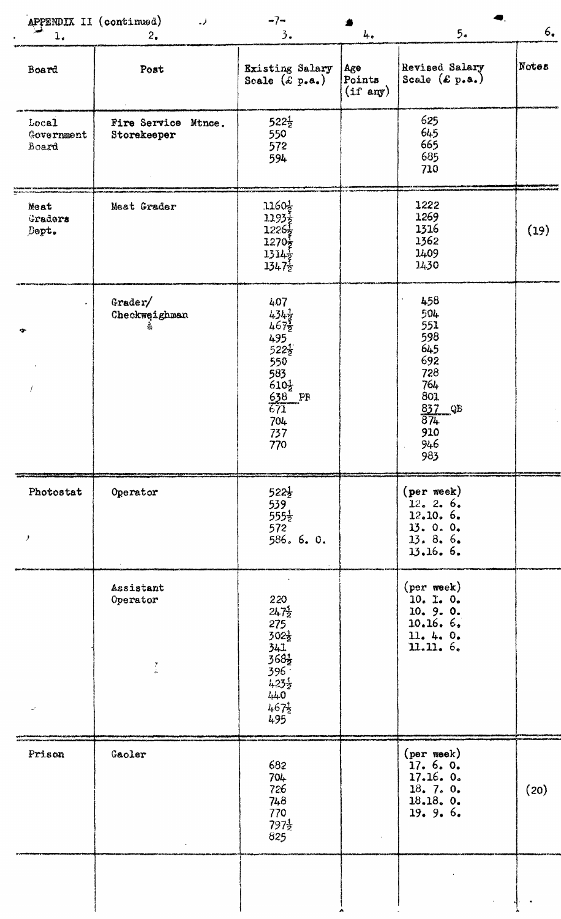APPENDIX II (continued)

| 1. Board | 2. Post | 3. Existing Salary Scale (£ p.a.) | 4. Age Points (if any) | 5. Revised Salary Scale (£ p.a.) | 6. Notes |
|---|---|---|---|---|---|
| Local Government Board | Fire Service Mtnce. Storekeeper | 522½<br>550<br>572<br>594 | | 625<br>645<br>665<br>685<br>710 | |
| Meat Graders Dept. | Meat Grader | 1160½<br>1193½<br>1226½<br>1270½<br>1314½<br>1347½ | | 1222<br>1269<br>1316<br>1362<br>1409<br>1430 | (19) |
| | Grader/ Checkweighman | 407<br>434½<br>467½<br>495<br>522½<br>550<br>583<br>610½<br>638 PB<br>671<br>704<br>737<br>770 | | 458<br>504<br>551<br>598<br>645<br>692<br>728<br>764<br>801<br>837 QB<br>874<br>910<br>946<br>983 | |
| Photostat | Operator | 522½<br>539<br>555½<br>572<br>586. 6. 0. | | (per week)<br>12. 2. 6.<br>12.10. 6.<br>13. 0. 0.<br>13. 8. 6.<br>13.16. 6. | |
| | Assistant Operator | 220<br>247½<br>275<br>302½<br>341<br>368½<br>396<br>423½<br>440<br>467½<br>495 | | (per week)<br>10. 1. 0.<br>10. 9. 0.<br>10.16. 6.<br>11. 4. 0.<br>11.11. 6. | |
| Prison | Gaoler | 682<br>704<br>726<br>748<br>770<br>797½<br>825 | | (per week)<br>17. 6. 0.<br>17.16. 0.<br>18. 7. 0.<br>18.18. 0.<br>19. 9. 6. | (20) |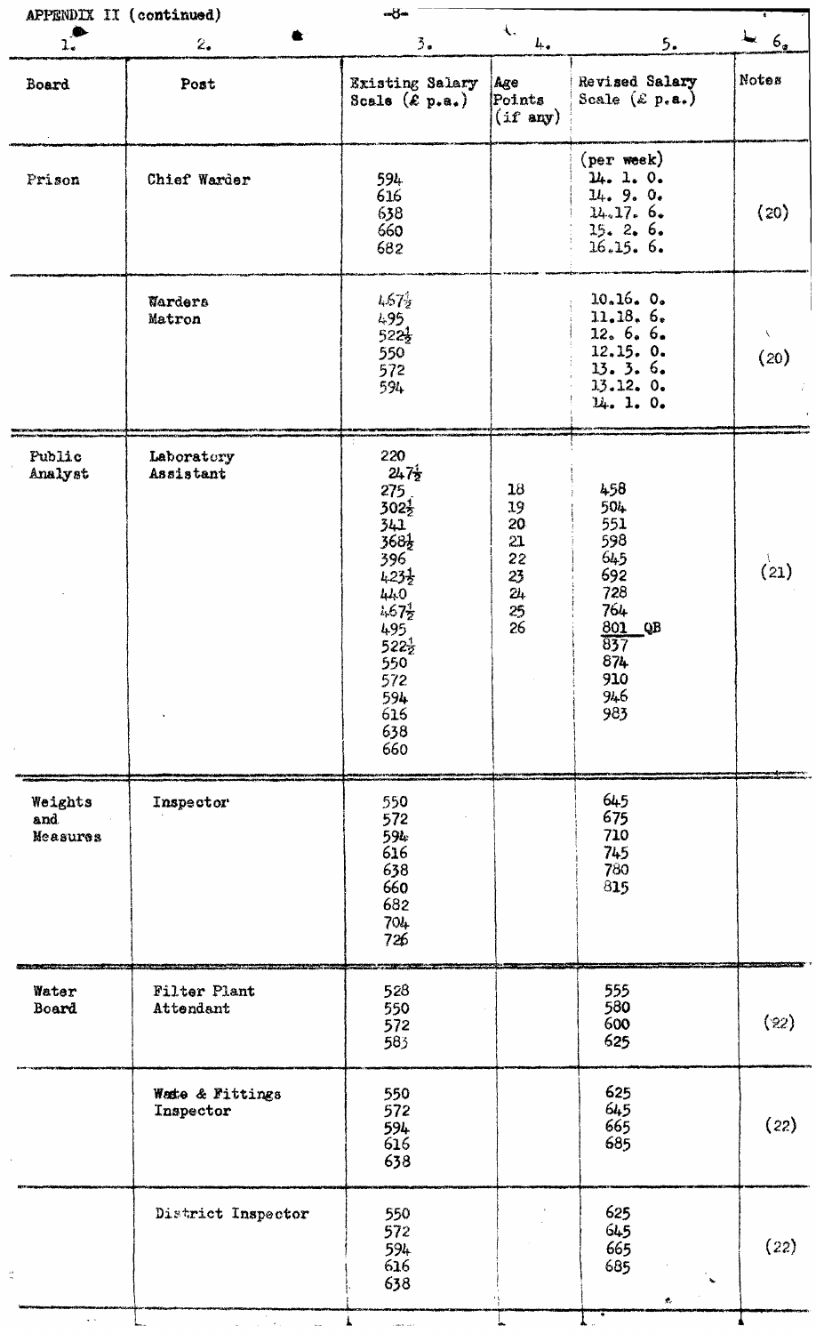APPENDIX II (continued)

| 1. Board | 2. Post | 3. Existing Salary Scale (£ p.a.) | 4. Age Points (if any) | 5. Revised Salary Scale (£ p.a.) | 6. Notes |
|---|---|---|---|---|---|
| Prison | Chief Warder | 594<br>616<br>638<br>660<br>682 | | (per week)<br>14. 1. 0.<br>14. 9. 0.<br>14.17. 6.<br>15. 2. 6.<br>16.15. 6. | (20) |
| | Warders<br>Matron | 467½<br>495<br>522½<br>550<br>572<br>594 | | 10.16. 0.<br>11.18. 6.<br>12. 6. 6.<br>12.15. 0.<br>13. 3. 6.<br>13.12. 0.<br>14. 1. 0. | (20) |
| Public Analyst | Laboratory Assistant | 220<br>247½<br>275<br>302½<br>341<br>368½<br>396<br>423½<br>440<br>467½<br>495<br>522½<br>550<br>572<br>594<br>616<br>638<br>660 | 18<br>19<br>20<br>21<br>22<br>23<br>24<br>25<br>26 | 458<br>504<br>551<br>598<br>645<br>692<br>728<br>764<br>801 QB<br>837<br>874<br>910<br>946<br>983 | (21) |
| Weights and Measures | Inspector | 550<br>572<br>594<br>616<br>638<br>660<br>682<br>704<br>726 | | 645<br>675<br>710<br>745<br>780<br>815 | |
| Water Board | Filter Plant Attendant | 528<br>550<br>572<br>583 | | 555<br>580<br>600<br>625 | (22) |
| | Waste & Fittings Inspector | 550<br>572<br>594<br>616<br>638 | | 625<br>645<br>665<br>685 | (22) |
| | District Inspector | 550<br>572<br>594<br>616<br>638 | | 625<br>645<br>665<br>685 | (22) |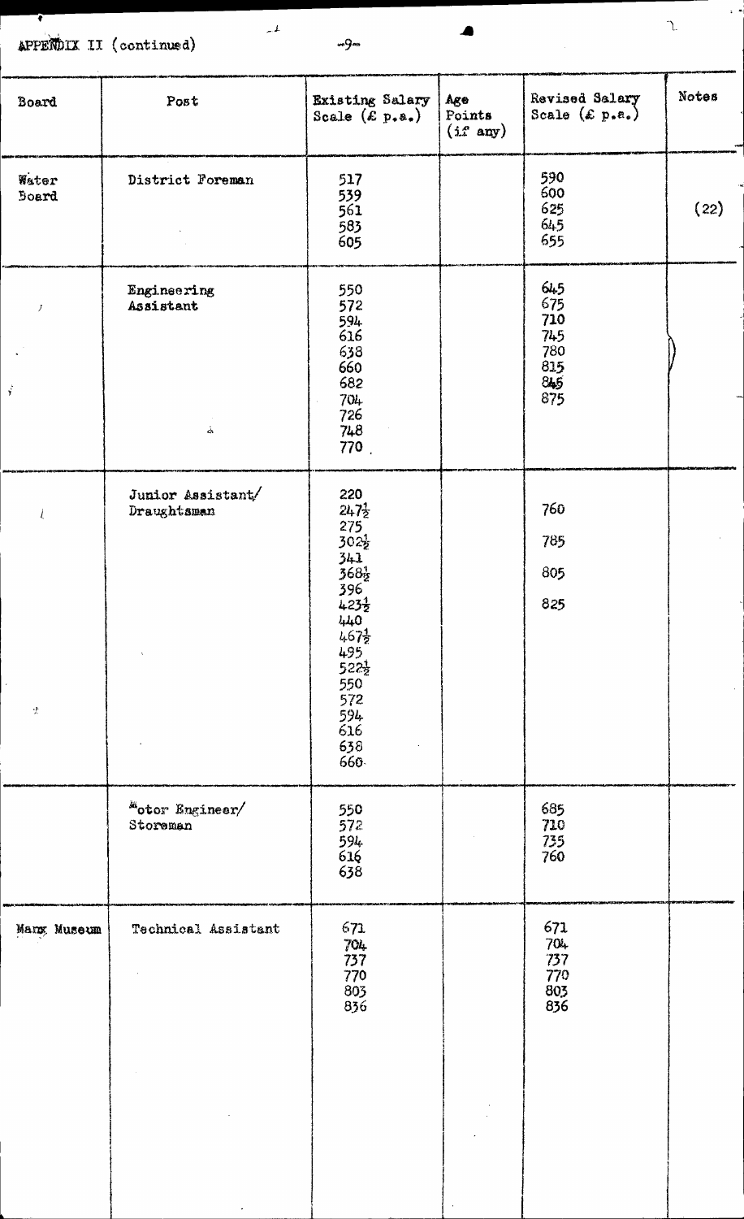APPENDIX II (continued)

| Board | Post | Existing Salary Scale (£ p.a.) | Age Points (if any) | Revised Salary Scale (£ p.a.) | Notes |
|---|---|---|---|---|---|
| Water Board | District Foreman | 517<br>539<br>561<br>583<br>605 | | 590<br>600<br>625<br>645<br>655 | (22) |
| | Engineering Assistant | 550<br>572<br>594<br>616<br>638<br>660<br>682<br>704<br>726<br>748<br>770 | | 645<br>675<br>710<br>745<br>780<br>815<br>845<br>875 | |
| | Junior Assistant/ Draughtsman | 220<br>247½<br>275<br>302½<br>341<br>368½<br>396<br>423½<br>440<br>467½<br>495<br>522½<br>550<br>572<br>594<br>616<br>638<br>660 | | 760<br>785<br>805<br>825 | |
| | Motor Engineer/ Storeman | 550<br>572<br>594<br>616<br>638 | | 685<br>710<br>735<br>760 | |
| Manx Museum | Technical Assistant | 671<br>704<br>737<br>770<br>803<br>836 | | 671<br>704<br>737<br>770<br>803<br>836 | |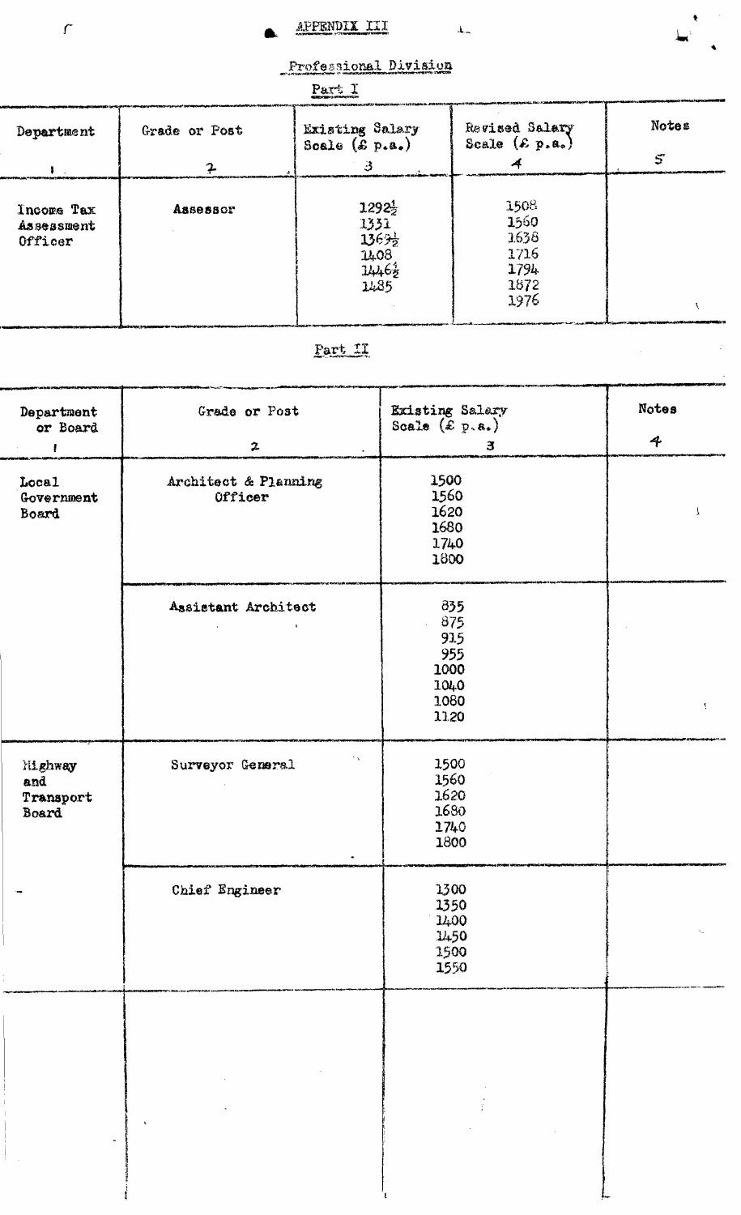# APPENDIX III

## Professional Division

### Part I

| Department | Grade or Post | Existing Salary Scale (£ p.a.) | Revised Salary Scale (£ p.a.) | Notes |
|---|---|---|---|---|
| 1 | 2 | 3 | 4 | 5 |
| Income Tax Assessment Officer | Assessor | 1292½<br>1331<br>1369½<br>1408<br>1446½<br>1485 | 1508<br>1560<br>1638<br>1716<br>1794<br>1872<br>1976 | |

### Part II

| Department or Board | Grade or Post | Existing Salary Scale (£ p.a.) | Notes |
|---|---|---|---|
| 1 | 2 | 3 | 4 |
| Local Government Board | Architect & Planning Officer | 1500<br>1560<br>1620<br>1680<br>1740<br>1800 | |
| | Assistant Architect | 835<br>875<br>915<br>955<br>1000<br>1040<br>1080<br>1120 | |
| Highway and Transport Board | Surveyor General | 1500<br>1560<br>1620<br>1680<br>1740<br>1800 | |
| - | Chief Engineer | 1300<br>1350<br>1400<br>1450<br>1500<br>1550 | |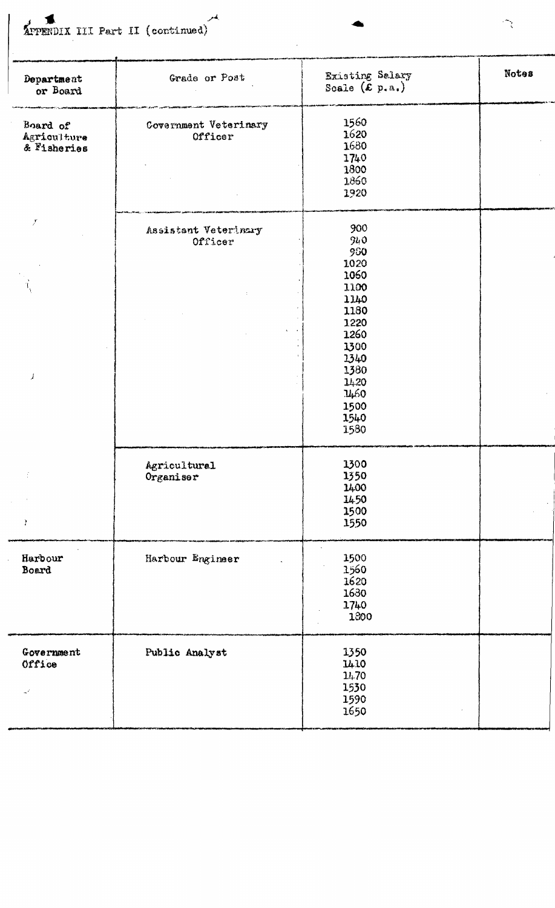APPENDIX III Part II (continued)

| Department or Board | Grade or Post | Existing Salary Scale (£ p.a.) | Notes |
|---|---|---|---|
| Board of Agriculture & Fisheries | Government Veterinary Officer | 1560<br>1620<br>1680<br>1740<br>1800<br>1860<br>1920 | |
| | Assistant Veterinary Officer | 900<br>940<br>980<br>1020<br>1060<br>1100<br>1140<br>1180<br>1220<br>1260<br>1300<br>1340<br>1380<br>1420<br>1460<br>1500<br>1540<br>1580 | |
| | Agricultural Organiser | 1300<br>1350<br>1400<br>1450<br>1500<br>1550 | |
| Harbour Board | Harbour Engineer | 1500<br>1560<br>1620<br>1680<br>1740<br>1800 | |
| Government Office | Public Analyst | 1350<br>1410<br>1470<br>1530<br>1590<br>1650 | |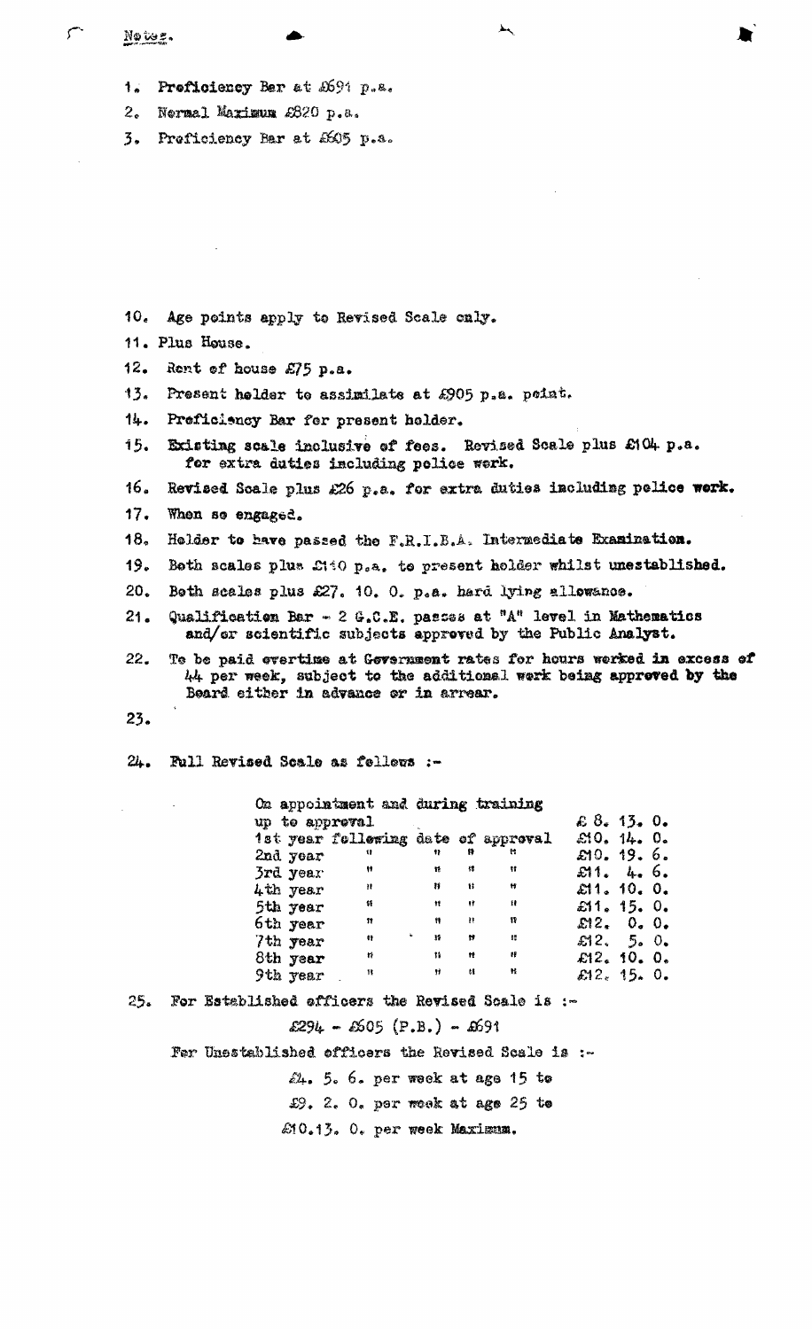Notes.

1. Proficiency Bar at £691 p.a.
2. Normal Maximum £820 p.a.
3. Proficiency Bar at £605 p.a.

10. Age points apply to Revised Scale only.
11. Plus House.
12. Rent of house £75 p.a.
13. Present holder to assimilate at £905 p.a. point.
14. Proficiency Bar for present holder.
15. Existing scale inclusive of fees. Revised Scale plus £104 p.a. for extra duties including police work.
16. Revised Scale plus £26 p.a. for extra duties including police work.
17. When so engaged.
18. Holder to have passed the F.R.I.B.A. Intermediate Examination.
19. Both scales plus £140 p.a. to present holder whilst unestablished.
20. Both scales plus £27. 10. 0. p.a. hard lying allowance.
21. Qualification Bar - 2 G.C.E. passes at "A" level in Mathematics and/or scientific subjects approved by the Public Analyst.
22. To be paid overtime at Government rates for hours worked in excess of 44 per week, subject to the additional work being approved by the Board either in advance or in arrear.
23.
24. Full Revised Scale as follows :-

| | |
|---|---|
| On appointment and during training up to approval | £ 8. 13. 0. |
| 1st year following date of approval | £10. 14. 0. |
| 2nd year " " " " | £10. 19. 6. |
| 3rd year " " " " | £11. 4. 6. |
| 4th year " " " " | £11. 10. 0. |
| 5th year " " " " | £11. 15. 0. |
| 6th year " " " " | £12. 0. 0. |
| 7th year " " " " | £12. 5. 0. |
| 8th year " " " " | £12. 10. 0. |
| 9th year " " " " | £12. 15. 0. |

25. For Established officers the Revised Scale is :-

£294 - £605 (P.B.) - £691

For Unestablished officers the Revised Scale is :-

£4. 5. 6. per week at age 15 to

£9. 2. 0. per week at age 25 to

£10.13. 0. per week Maximum.